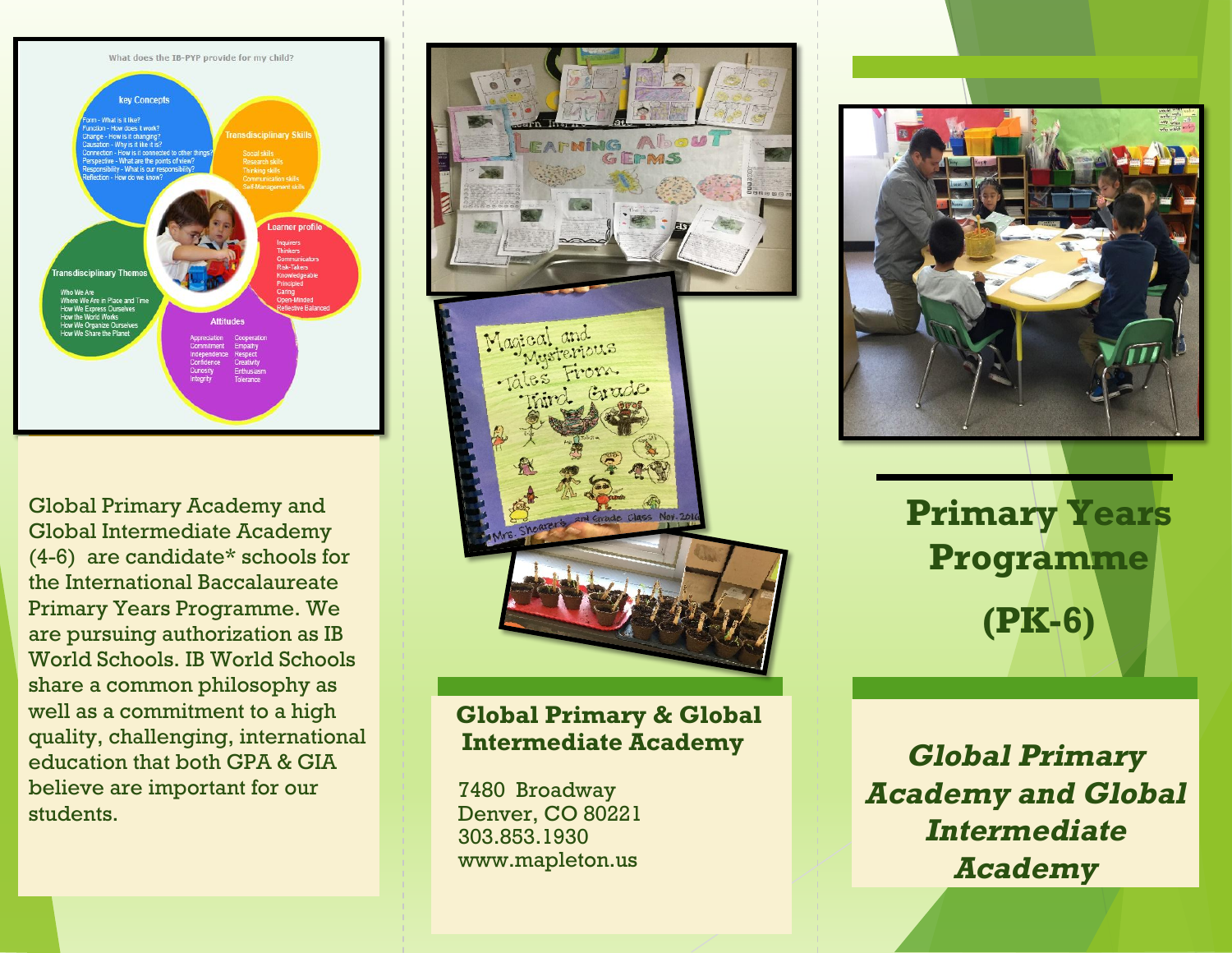What does the IB-PYP provide for my child?

**Key Concepts**

- Form - What is it like?
- Function - How does it work?
- Change - How is it changing?
- Causation - Why is it like it is?
- Connection - How is it connected to other things?
- Perspective - What are the points of view?
- Responsibility - What is our responsibility?
- Reflection - How do we know?

**Transdisciplinary Skills**

- Social skills
- Research skills
- Thinking skills
- Communication skills
- Self-Management skills

**Learner profile**

- Inquirers
- Thinkers
- Communicators
- Risk-Takers
- Knowledgeable
- Principled
- Caring
- Open-Minded
- Reflective Balanced

**Transdisciplinary Themes**

- Who We Are
- Where We Are in Place and Time
- How We Express Ourselves
- How the World Works
- How We Organize Ourselves
- How We Share the Planet

**Attitudes**

- Appreciation
- Commitment
- Independence
- Confidence
- Curiosity
- Integrity
- Cooperation
- Empathy
- Respect
- Creativity
- Enthusiasm
- Tolerance

Global Primary Academy and Global Intermediate Academy (4-6) are candidate* schools for the International Baccalaureate Primary Years Programme. We are pursuing authorization as IB World Schools. IB World Schools share a common philosophy as well as a commitment to a high quality, challenging, international education that both GPA & GIA believe are important for our students.

## Global Primary & Global Intermediate Academy

7480 Broadway
Denver, CO 80221
303.853.1930
www.mapleton.us

# Primary Years Programme

# (PK-6)

***Global Primary Academy and Global Intermediate Academy***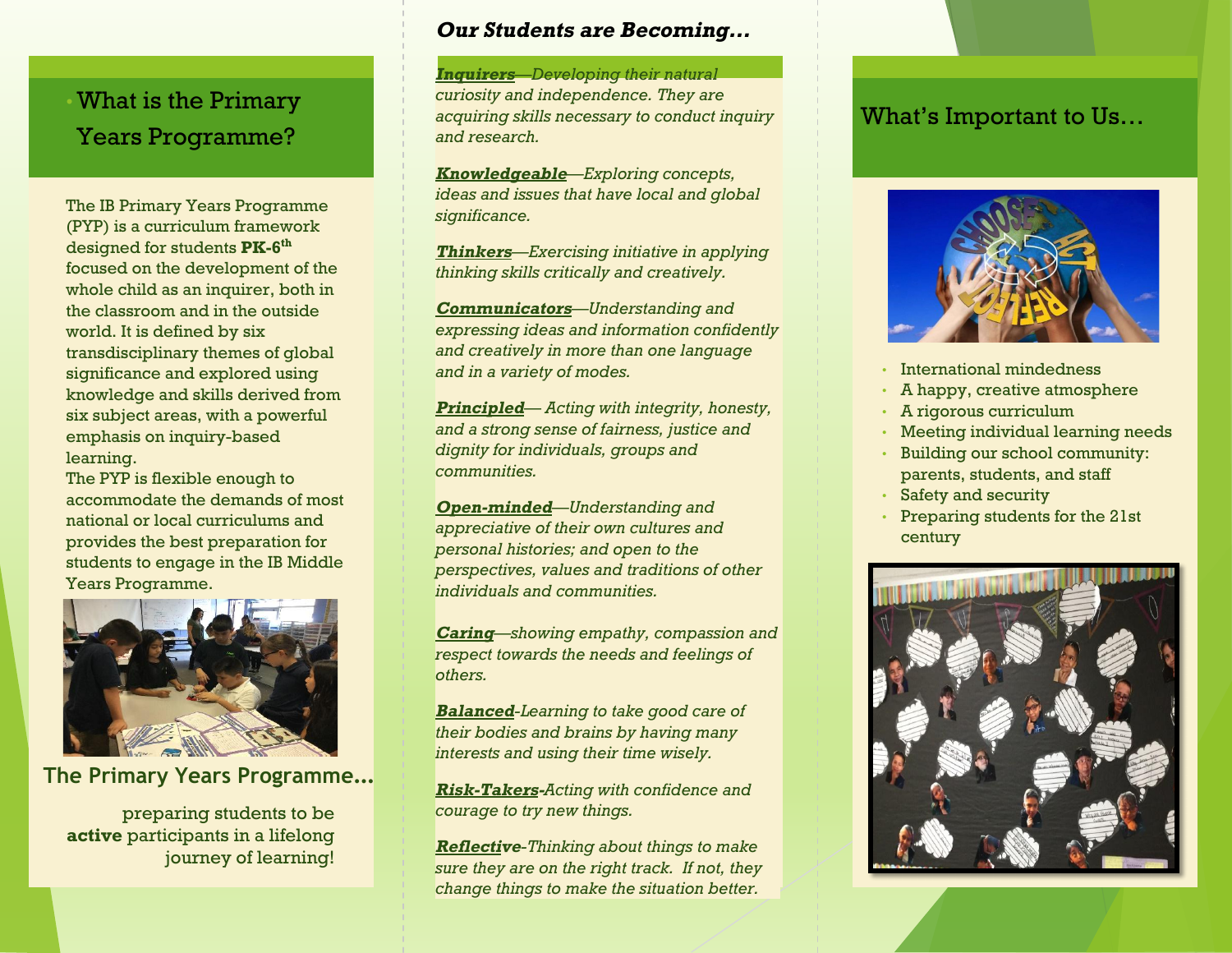## What is the Primary Years Programme?

The IB Primary Years Programme (PYP) is a curriculum framework designed for students **PK-6th** focused on the development of the whole child as an inquirer, both in the classroom and in the outside world. It is defined by six transdisciplinary themes of global significance and explored using knowledge and skills derived from six subject areas, with a powerful emphasis on inquiry-based learning.

The PYP is flexible enough to accommodate the demands of most national or local curriculums and provides the best preparation for students to engage in the IB Middle Years Programme.

### The Primary Years Programme...

preparing students to be **active** participants in a lifelong journey of learning!

## *Our Students are Becoming...*

***Inquirers***—*Developing their natural curiosity and independence. They are acquiring skills necessary to conduct inquiry and research.*

***Knowledgeable***—*Exploring concepts, ideas and issues that have local and global significance.*

***Thinkers***—*Exercising initiative in applying thinking skills critically and creatively.*

***Communicators***—*Understanding and expressing ideas and information confidently and creatively in more than one language and in a variety of modes.*

***Principled***—*Acting with integrity, honesty, and a strong sense of fairness, justice and dignity for individuals, groups and communities.*

***Open-minded***—*Understanding and appreciative of their own cultures and personal histories; and open to the perspectives, values and traditions of other individuals and communities.*

***Caring***—*showing empathy, compassion and respect towards the needs and feelings of others.*

***Balanced***-*Learning to take good care of their bodies and brains by having many interests and using their time wisely.*

***Risk-Takers***-*Acting with confidence and courage to try new things.*

***Reflective***-*Thinking about things to make sure they are on the right track. If not, they change things to make the situation better.*

## What's Important to Us...

- International mindedness
- A happy, creative atmosphere
- A rigorous curriculum
- Meeting individual learning needs
- Building our school community: parents, students, and staff
- Safety and security
- Preparing students for the 21st century